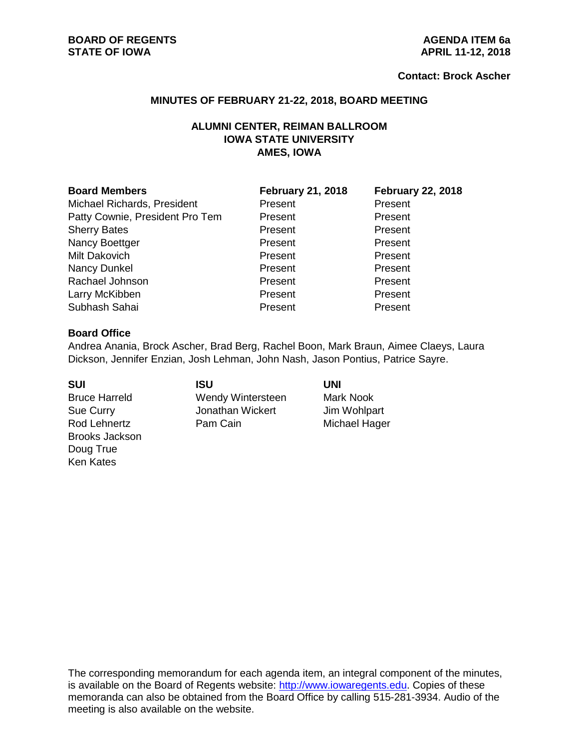**BOARD OF REGENTS**
**STATE OF IOWA**

**AGENDA ITEM 6a**
**APRIL 11-12, 2018**

**Contact: Brock Ascher**

## MINUTES OF FEBRUARY 21-22, 2018, BOARD MEETING

### ALUMNI CENTER, REIMAN BALLROOM
### IOWA STATE UNIVERSITY
### AMES, IOWA

| Board Members | February 21, 2018 | February 22, 2018 |
|---|---|---|
| Michael Richards, President | Present | Present |
| Patty Cownie, President Pro Tem | Present | Present |
| Sherry Bates | Present | Present |
| Nancy Boettger | Present | Present |
| Milt Dakovich | Present | Present |
| Nancy Dunkel | Present | Present |
| Rachael Johnson | Present | Present |
| Larry McKibben | Present | Present |
| Subhash Sahai | Present | Present |

**Board Office**

Andrea Anania, Brock Ascher, Brad Berg, Rachel Boon, Mark Braun, Aimee Claeys, Laura Dickson, Jennifer Enzian, Josh Lehman, John Nash, Jason Pontius, Patrice Sayre.

| SUI | ISU | UNI |
|---|---|---|
| Bruce Harreld | Wendy Wintersteen | Mark Nook |
| Sue Curry | Jonathan Wickert | Jim Wohlpart |
| Rod Lehnertz | Pam Cain | Michael Hager |
| Brooks Jackson | | |
| Doug True | | |
| Ken Kates | | |

The corresponding memorandum for each agenda item, an integral component of the minutes, is available on the Board of Regents website: http://www.iowaregents.edu. Copies of these memoranda can also be obtained from the Board Office by calling 515-281-3934. Audio of the meeting is also available on the website.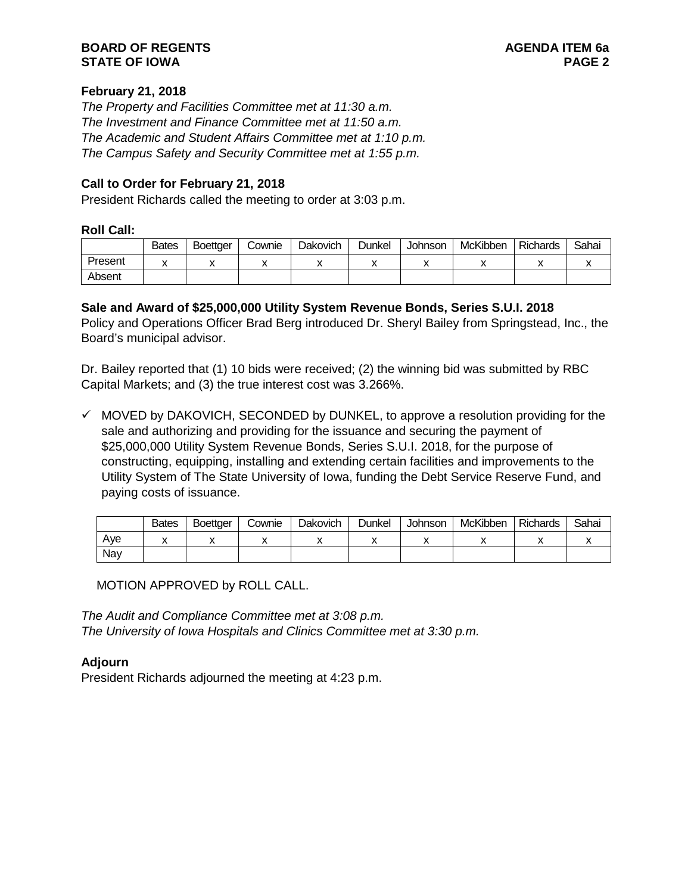**February 21, 2018**

*The Property and Facilities Committee met at 11:30 a.m.*
*The Investment and Finance Committee met at 11:50 a.m.*
*The Academic and Student Affairs Committee met at 1:10 p.m.*
*The Campus Safety and Security Committee met at 1:55 p.m.*

**Call to Order for February 21, 2018**

President Richards called the meeting to order at 3:03 p.m.

**Roll Call:**

| | Bates | Boettger | Cownie | Dakovich | Dunkel | Johnson | McKibben | Richards | Sahai |
|---|---|---|---|---|---|---|---|---|---|
| Present | x | x | x | x | x | x | x | x | x |
| Absent | | | | | | | | | |

**Sale and Award of $25,000,000 Utility System Revenue Bonds, Series S.U.I. 2018**

Policy and Operations Officer Brad Berg introduced Dr. Sheryl Bailey from Springstead, Inc., the Board's municipal advisor.

Dr. Bailey reported that (1) 10 bids were received; (2) the winning bid was submitted by RBC Capital Markets; and (3) the true interest cost was 3.266%.

- ✓ MOVED by DAKOVICH, SECONDED by DUNKEL, to approve a resolution providing for the sale and authorizing and providing for the issuance and securing the payment of $25,000,000 Utility System Revenue Bonds, Series S.U.I. 2018, for the purpose of constructing, equipping, installing and extending certain facilities and improvements to the Utility System of The State University of Iowa, funding the Debt Service Reserve Fund, and paying costs of issuance.

| | Bates | Boettger | Cownie | Dakovich | Dunkel | Johnson | McKibben | Richards | Sahai |
|---|---|---|---|---|---|---|---|---|---|
| Aye | x | x | x | x | x | x | x | x | x |
| Nay | | | | | | | | | |

MOTION APPROVED by ROLL CALL.

*The Audit and Compliance Committee met at 3:08 p.m.*
*The University of Iowa Hospitals and Clinics Committee met at 3:30 p.m.*

**Adjourn**

President Richards adjourned the meeting at 4:23 p.m.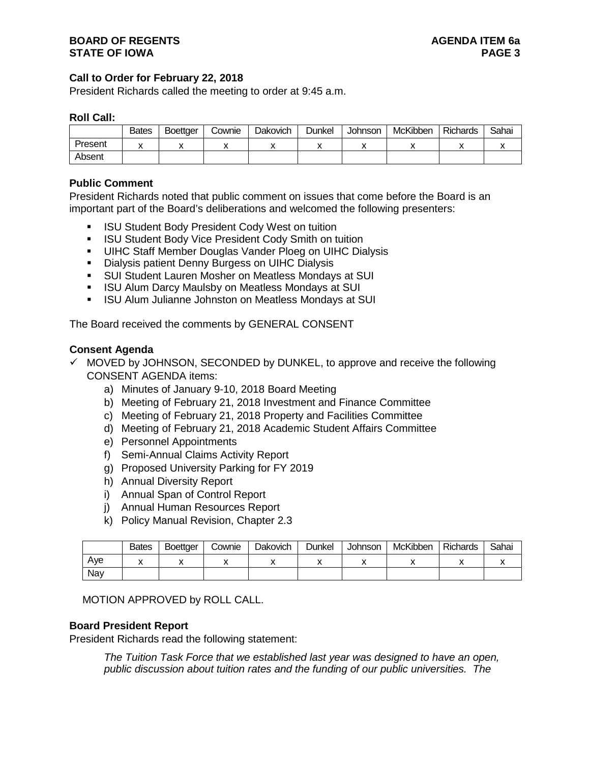### Call to Order for February 22, 2018

President Richards called the meeting to order at 9:45 a.m.

**Roll Call:**

| | Bates | Boettger | Cownie | Dakovich | Dunkel | Johnson | McKibben | Richards | Sahai |
|---|---|---|---|---|---|---|---|---|---|
| Present | x | x | x | x | x | x | x | x | x |
| Absent | | | | | | | | | |

### Public Comment

President Richards noted that public comment on issues that come before the Board is an important part of the Board's deliberations and welcomed the following presenters:

- ISU Student Body President Cody West on tuition
- ISU Student Body Vice President Cody Smith on tuition
- UIHC Staff Member Douglas Vander Ploeg on UIHC Dialysis
- Dialysis patient Denny Burgess on UIHC Dialysis
- SUI Student Lauren Mosher on Meatless Mondays at SUI
- ISU Alum Darcy Maulsby on Meatless Mondays at SUI
- ISU Alum Julianne Johnston on Meatless Mondays at SUI

The Board received the comments by GENERAL CONSENT

### Consent Agenda

✓ MOVED by JOHNSON, SECONDED by DUNKEL, to approve and receive the following CONSENT AGENDA items:

a) Minutes of January 9-10, 2018 Board Meeting
b) Meeting of February 21, 2018 Investment and Finance Committee
c) Meeting of February 21, 2018 Property and Facilities Committee
d) Meeting of February 21, 2018 Academic Student Affairs Committee
e) Personnel Appointments
f) Semi-Annual Claims Activity Report
g) Proposed University Parking for FY 2019
h) Annual Diversity Report
i) Annual Span of Control Report
j) Annual Human Resources Report
k) Policy Manual Revision, Chapter 2.3

| | Bates | Boettger | Cownie | Dakovich | Dunkel | Johnson | McKibben | Richards | Sahai |
|---|---|---|---|---|---|---|---|---|---|
| Aye | x | x | x | x | x | x | x | x | x |
| Nay | | | | | | | | | |

MOTION APPROVED by ROLL CALL.

### Board President Report

President Richards read the following statement:

*The Tuition Task Force that we established last year was designed to have an open, public discussion about tuition rates and the funding of our public universities. The*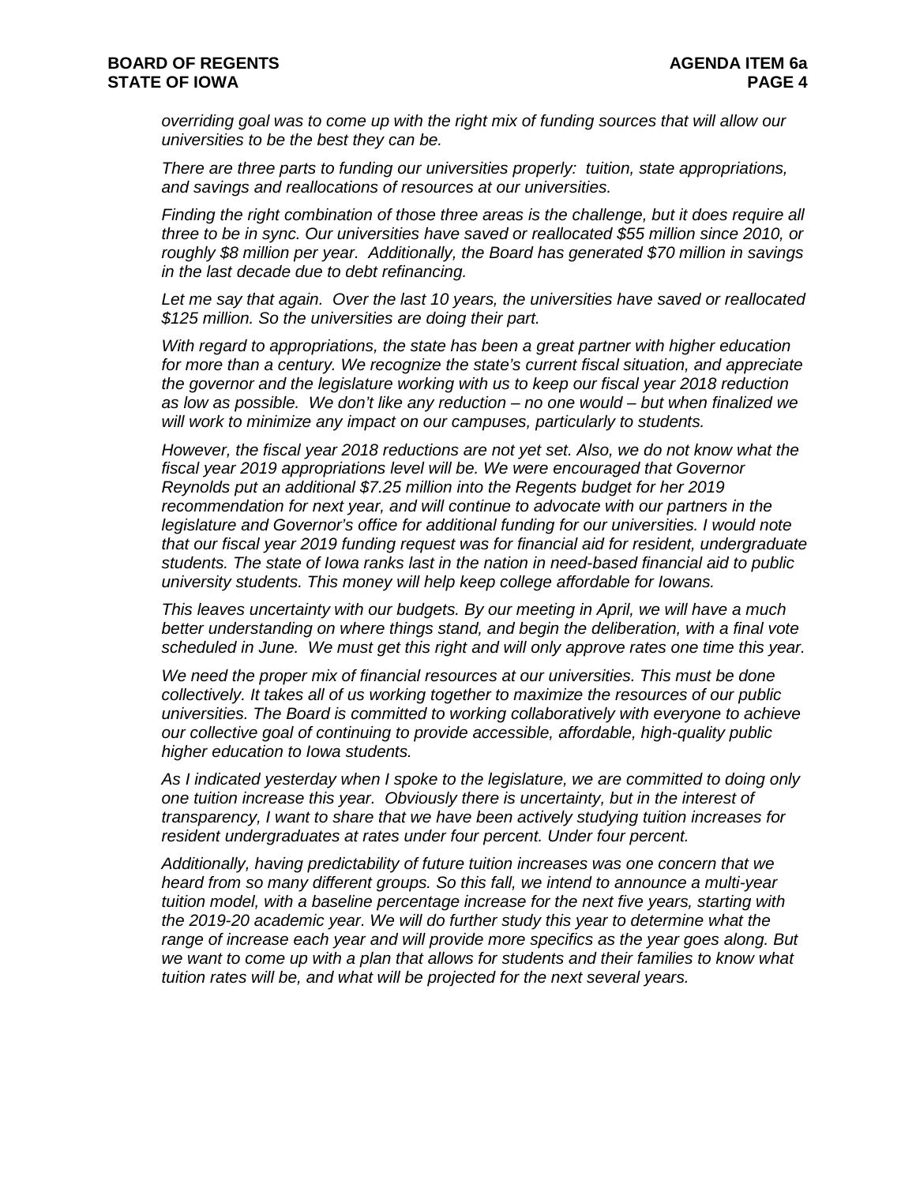*overriding goal was to come up with the right mix of funding sources that will allow our universities to be the best they can be.*

*There are three parts to funding our universities properly: tuition, state appropriations, and savings and reallocations of resources at our universities.*

*Finding the right combination of those three areas is the challenge, but it does require all three to be in sync. Our universities have saved or reallocated $55 million since 2010, or roughly $8 million per year. Additionally, the Board has generated $70 million in savings in the last decade due to debt refinancing.*

*Let me say that again. Over the last 10 years, the universities have saved or reallocated $125 million. So the universities are doing their part.*

*With regard to appropriations, the state has been a great partner with higher education for more than a century. We recognize the state's current fiscal situation, and appreciate the governor and the legislature working with us to keep our fiscal year 2018 reduction as low as possible. We don't like any reduction – no one would – but when finalized we will work to minimize any impact on our campuses, particularly to students.*

*However, the fiscal year 2018 reductions are not yet set. Also, we do not know what the fiscal year 2019 appropriations level will be. We were encouraged that Governor Reynolds put an additional $7.25 million into the Regents budget for her 2019 recommendation for next year, and will continue to advocate with our partners in the legislature and Governor's office for additional funding for our universities. I would note that our fiscal year 2019 funding request was for financial aid for resident, undergraduate students. The state of Iowa ranks last in the nation in need-based financial aid to public university students. This money will help keep college affordable for Iowans.*

*This leaves uncertainty with our budgets. By our meeting in April, we will have a much better understanding on where things stand, and begin the deliberation, with a final vote scheduled in June. We must get this right and will only approve rates one time this year.*

*We need the proper mix of financial resources at our universities. This must be done collectively. It takes all of us working together to maximize the resources of our public universities. The Board is committed to working collaboratively with everyone to achieve our collective goal of continuing to provide accessible, affordable, high-quality public higher education to Iowa students.*

*As I indicated yesterday when I spoke to the legislature, we are committed to doing only one tuition increase this year. Obviously there is uncertainty, but in the interest of transparency, I want to share that we have been actively studying tuition increases for resident undergraduates at rates under four percent. Under four percent.*

*Additionally, having predictability of future tuition increases was one concern that we heard from so many different groups. So this fall, we intend to announce a multi-year tuition model, with a baseline percentage increase for the next five years, starting with the 2019-20 academic year. We will do further study this year to determine what the range of increase each year and will provide more specifics as the year goes along. But we want to come up with a plan that allows for students and their families to know what tuition rates will be, and what will be projected for the next several years.*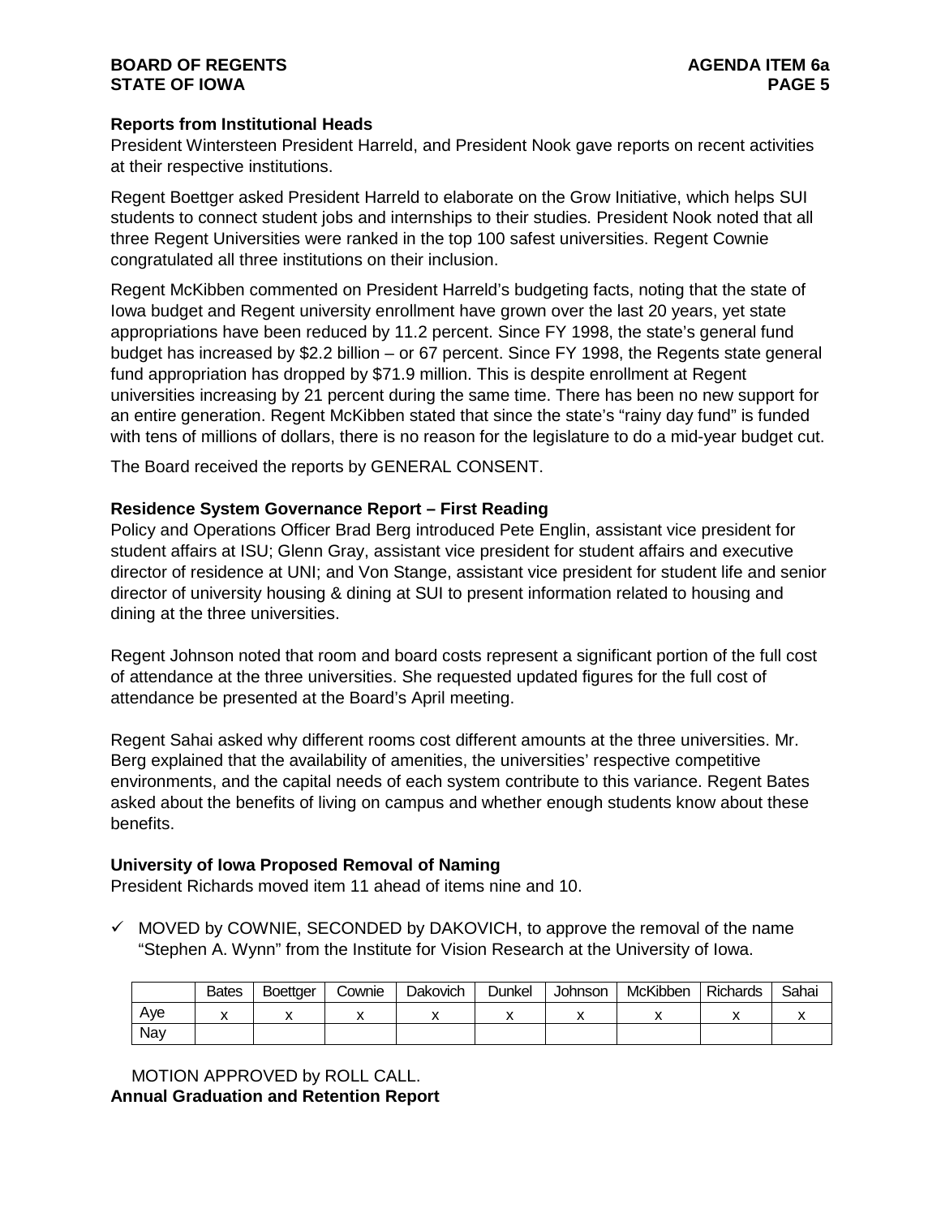**Reports from Institutional Heads**

President Wintersteen President Harreld, and President Nook gave reports on recent activities at their respective institutions.

Regent Boettger asked President Harreld to elaborate on the Grow Initiative, which helps SUI students to connect student jobs and internships to their studies. President Nook noted that all three Regent Universities were ranked in the top 100 safest universities. Regent Cownie congratulated all three institutions on their inclusion.

Regent McKibben commented on President Harreld's budgeting facts, noting that the state of Iowa budget and Regent university enrollment have grown over the last 20 years, yet state appropriations have been reduced by 11.2 percent. Since FY 1998, the state's general fund budget has increased by $2.2 billion – or 67 percent. Since FY 1998, the Regents state general fund appropriation has dropped by $71.9 million. This is despite enrollment at Regent universities increasing by 21 percent during the same time. There has been no new support for an entire generation. Regent McKibben stated that since the state's "rainy day fund" is funded with tens of millions of dollars, there is no reason for the legislature to do a mid-year budget cut.

The Board received the reports by GENERAL CONSENT.

**Residence System Governance Report – First Reading**

Policy and Operations Officer Brad Berg introduced Pete Englin, assistant vice president for student affairs at ISU; Glenn Gray, assistant vice president for student affairs and executive director of residence at UNI; and Von Stange, assistant vice president for student life and senior director of university housing & dining at SUI to present information related to housing and dining at the three universities.

Regent Johnson noted that room and board costs represent a significant portion of the full cost of attendance at the three universities. She requested updated figures for the full cost of attendance be presented at the Board's April meeting.

Regent Sahai asked why different rooms cost different amounts at the three universities. Mr. Berg explained that the availability of amenities, the universities' respective competitive environments, and the capital needs of each system contribute to this variance. Regent Bates asked about the benefits of living on campus and whether enough students know about these benefits.

**University of Iowa Proposed Removal of Naming**

President Richards moved item 11 ahead of items nine and 10.

✓ MOVED by COWNIE, SECONDED by DAKOVICH, to approve the removal of the name "Stephen A. Wynn" from the Institute for Vision Research at the University of Iowa.

| | Bates | Boettger | Cownie | Dakovich | Dunkel | Johnson | McKibben | Richards | Sahai |
|---|---|---|---|---|---|---|---|---|---|
| Aye | x | x | x | x | x | x | x | x | x |
| Nay | | | | | | | | | |

MOTION APPROVED by ROLL CALL.

**Annual Graduation and Retention Report**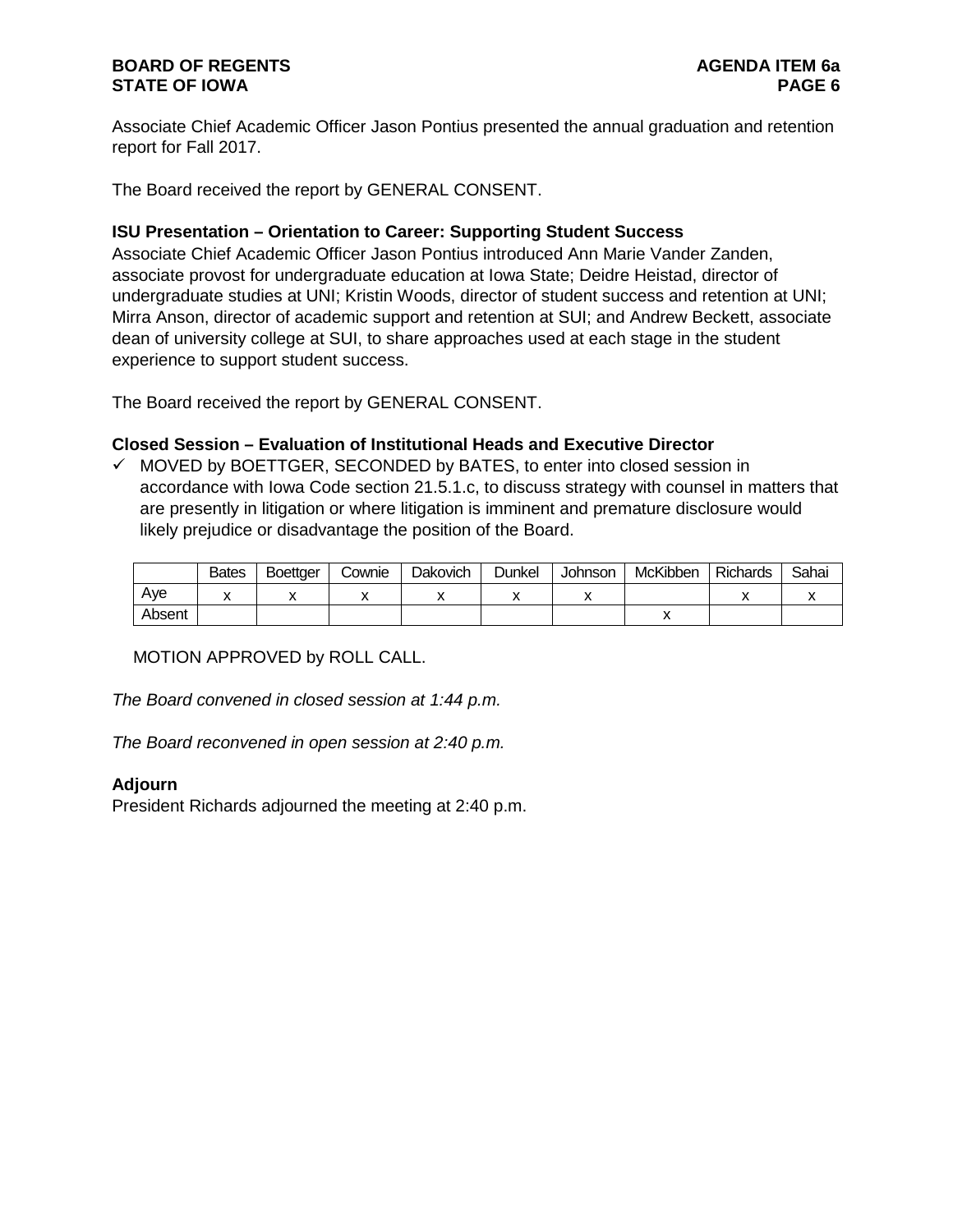Associate Chief Academic Officer Jason Pontius presented the annual graduation and retention report for Fall 2017.

The Board received the report by GENERAL CONSENT.

**ISU Presentation – Orientation to Career: Supporting Student Success**
Associate Chief Academic Officer Jason Pontius introduced Ann Marie Vander Zanden, associate provost for undergraduate education at Iowa State; Deidre Heistad, director of undergraduate studies at UNI; Kristin Woods, director of student success and retention at UNI; Mirra Anson, director of academic support and retention at SUI; and Andrew Beckett, associate dean of university college at SUI, to share approaches used at each stage in the student experience to support student success.

The Board received the report by GENERAL CONSENT.

**Closed Session – Evaluation of Institutional Heads and Executive Director**

- ✓ MOVED by BOETTGER, SECONDED by BATES, to enter into closed session in accordance with Iowa Code section 21.5.1.c, to discuss strategy with counsel in matters that are presently in litigation or where litigation is imminent and premature disclosure would likely prejudice or disadvantage the position of the Board.

| | Bates | Boettger | Cownie | Dakovich | Dunkel | Johnson | McKibben | Richards | Sahai |
|---|---|---|---|---|---|---|---|---|---|
| Aye | x | x | x | x | x | x | | x | x |
| Absent | | | | | | | x | | |

MOTION APPROVED by ROLL CALL.

*The Board convened in closed session at 1:44 p.m.*

*The Board reconvened in open session at 2:40 p.m.*

**Adjourn**
President Richards adjourned the meeting at 2:40 p.m.